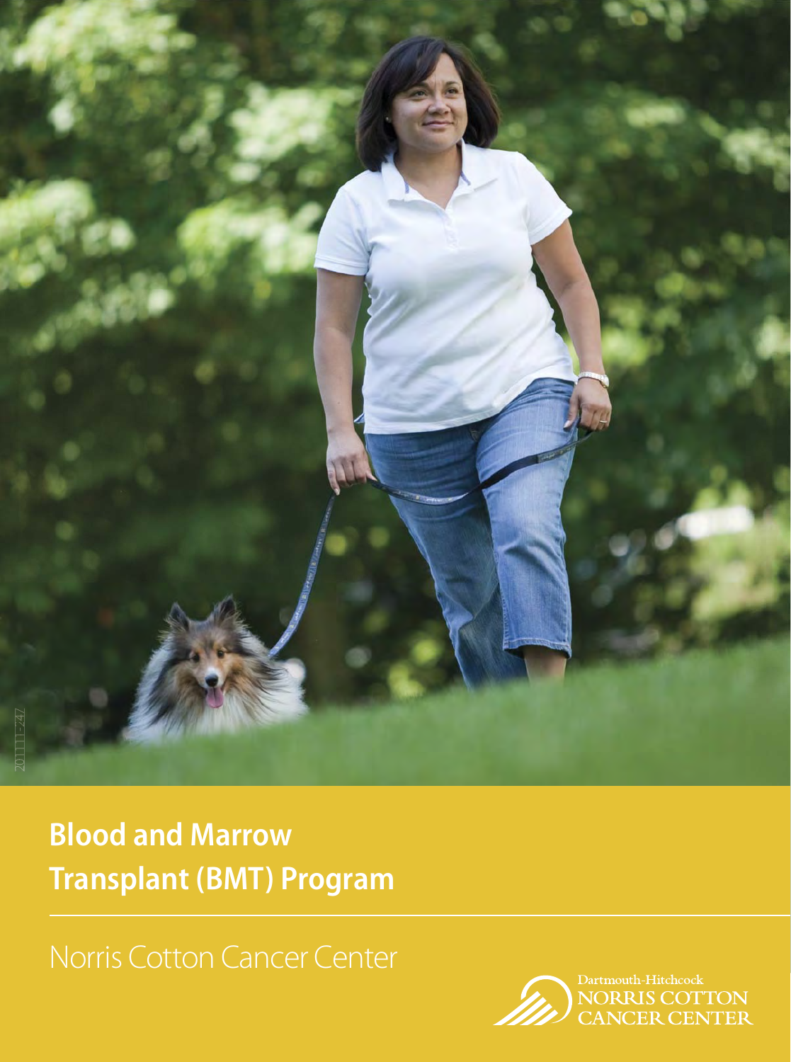# Blood and Marrow Transplant (BMT) Program

## Norris Cotton Cancer Center

Dartmouth-Hitchcock
NORRIS COTTON
CANCER CENTER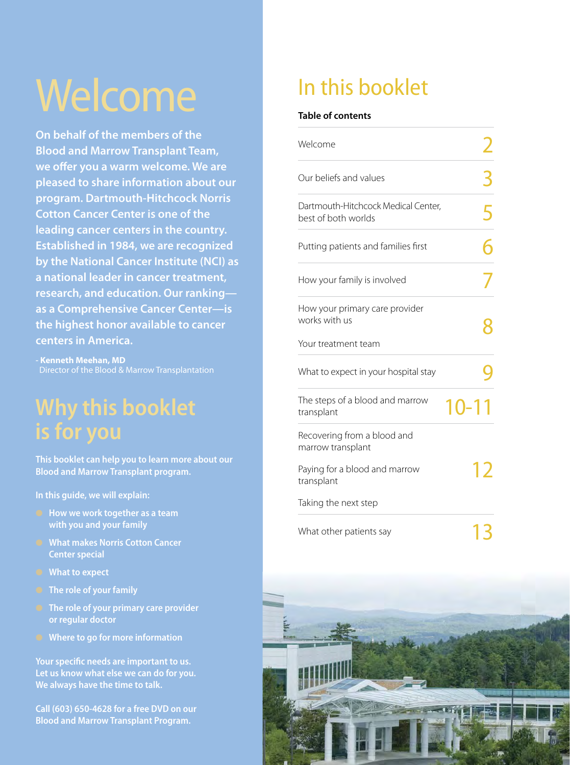# Welcome

**On behalf of the members of the Blood and Marrow Transplant Team, we offer you a warm welcome. We are pleased to share information about our program. Dartmouth-Hitchcock Norris Cotton Cancer Center is one of the leading cancer centers in the country. Established in 1984, we are recognized by the National Cancer Institute (NCI) as a national leader in cancer treatment, research, and education. Our ranking—as a Comprehensive Cancer Center—is the highest honor available to cancer centers in America.**

\- **Kenneth Meehan, MD**
Director of the Blood & Marrow Transplantation

## Why this booklet is for you

**This booklet can help you to learn more about our Blood and Marrow Transplant program.**

**In this guide, we will explain:**

- **How we work together as a team with you and your family**
- **What makes Norris Cotton Cancer Center special**
- **What to expect**
- **The role of your family**
- **The role of your primary care provider or regular doctor**
- **Where to go for more information**

**Your specific needs are important to us. Let us know what else we can do for you. We always have the time to talk.**

**Call (603) 650-4628 for a free DVD on our Blood and Marrow Transplant Program.**

# In this booklet

**Table of contents**

| | |
|---|---|
| Welcome | 2 |
| Our beliefs and values | 3 |
| Dartmouth-Hitchcock Medical Center, best of both worlds | 5 |
| Putting patients and families first | 6 |
| How your family is involved | 7 |
| How your primary care provider works with us<br>Your treatment team | 8 |
| What to expect in your hospital stay | 9 |
| The steps of a blood and marrow transplant | 10-11 |
| Recovering from a blood and marrow transplant<br>Paying for a blood and marrow transplant<br>Taking the next step | 12 |
| What other patients say | 13 |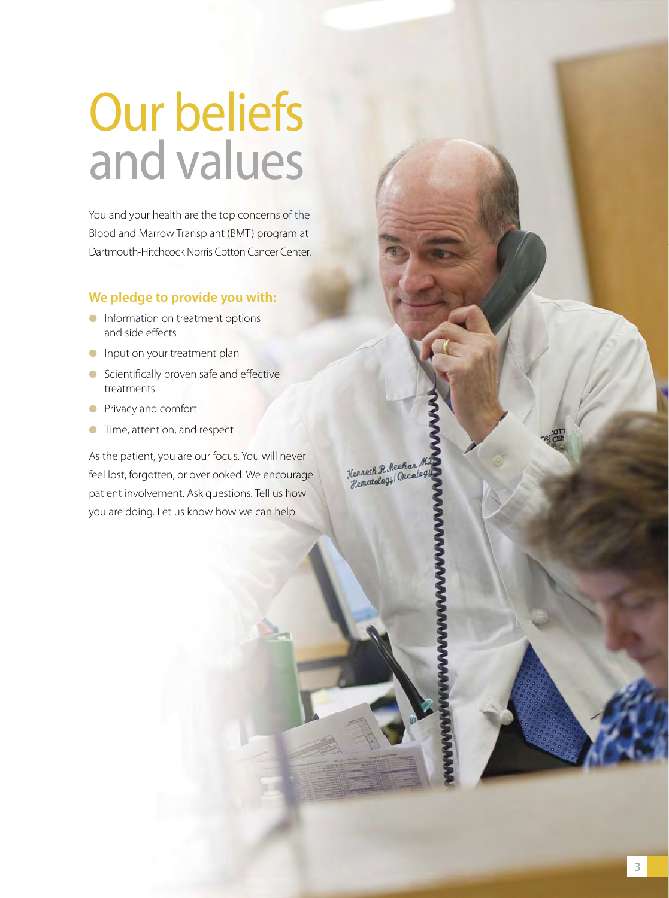# Our beliefs and values

You and your health are the top concerns of the Blood and Marrow Transplant (BMT) program at Dartmouth-Hitchcock Norris Cotton Cancer Center.

**We pledge to provide you with:**

- Information on treatment options and side effects
- Input on your treatment plan
- Scientifically proven safe and effective treatments
- Privacy and comfort
- Time, attention, and respect

As the patient, you are our focus. You will never feel lost, forgotten, or overlooked. We encourage patient involvement. Ask questions. Tell us how you are doing. Let us know how we can help.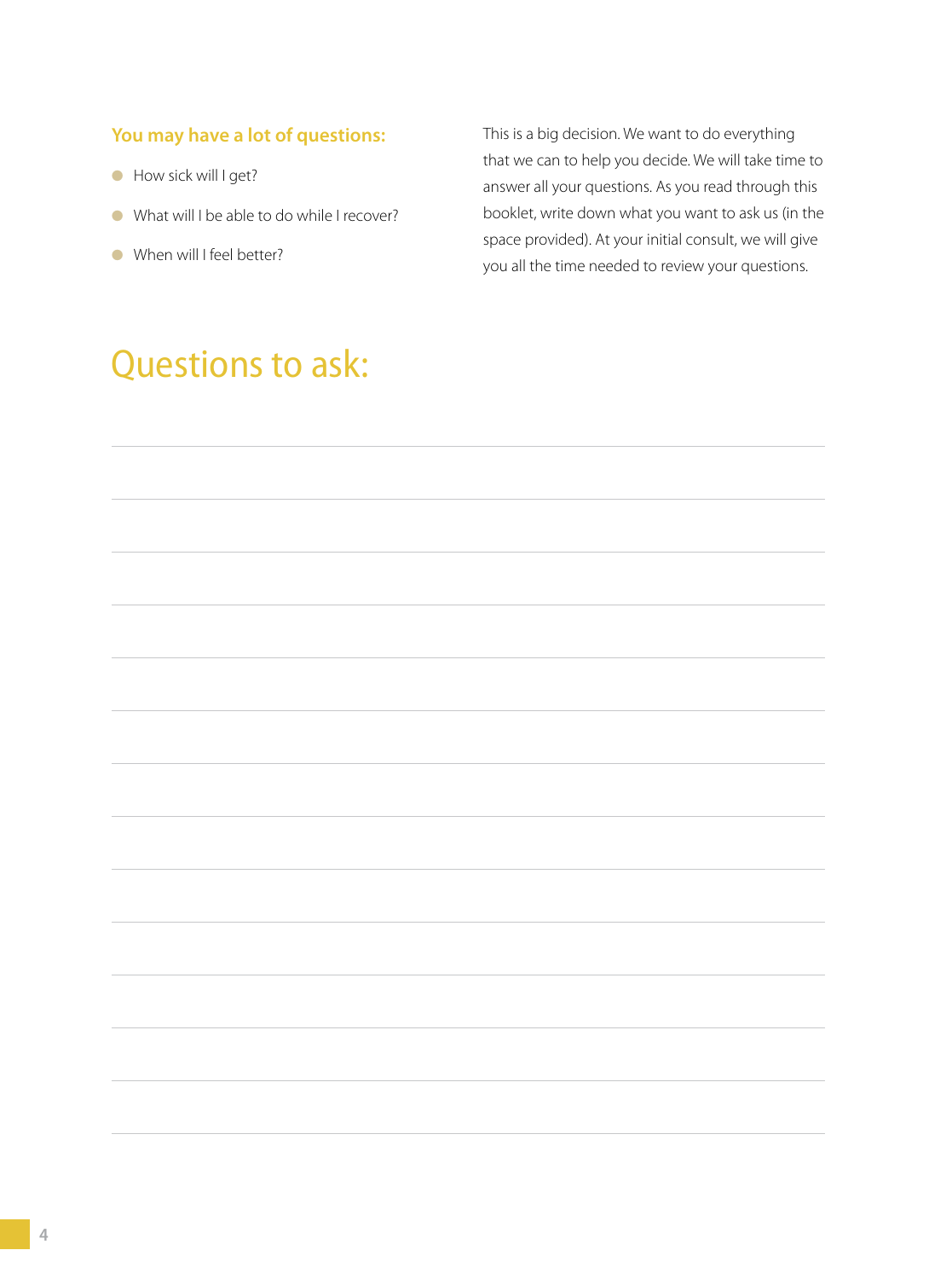### You may have a lot of questions:

- How sick will I get?
- What will I be able to do while I recover?
- When will I feel better?

This is a big decision. We want to do everything that we can to help you decide. We will take time to answer all your questions. As you read through this booklet, write down what you want to ask us (in the space provided). At your initial consult, we will give you all the time needed to review your questions.

## Questions to ask: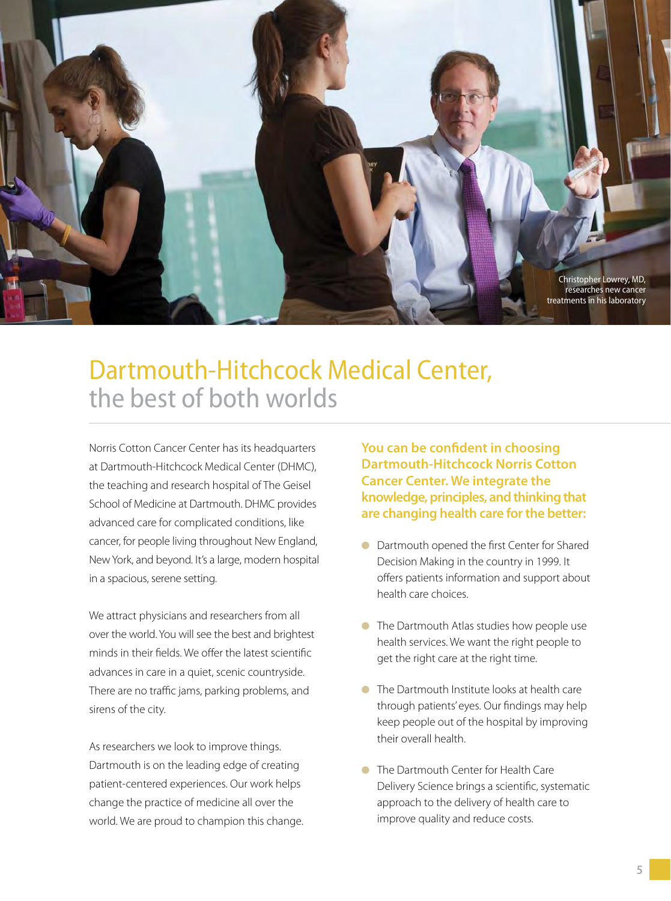Christopher Lowrey, MD, researches new cancer treatments in his laboratory

# Dartmouth-Hitchcock Medical Center, the best of both worlds

Norris Cotton Cancer Center has its headquarters at Dartmouth-Hitchcock Medical Center (DHMC), the teaching and research hospital of The Geisel School of Medicine at Dartmouth. DHMC provides advanced care for complicated conditions, like cancer, for people living throughout New England, New York, and beyond. It's a large, modern hospital in a spacious, serene setting.

We attract physicians and researchers from all over the world. You will see the best and brightest minds in their fields. We offer the latest scientific advances in care in a quiet, scenic countryside. There are no traffic jams, parking problems, and sirens of the city.

As researchers we look to improve things. Dartmouth is on the leading edge of creating patient-centered experiences. Our work helps change the practice of medicine all over the world. We are proud to champion this change.

**You can be confident in choosing Dartmouth-Hitchcock Norris Cotton Cancer Center. We integrate the knowledge, principles, and thinking that are changing health care for the better:**

- Dartmouth opened the first Center for Shared Decision Making in the country in 1999. It offers patients information and support about health care choices.
- The Dartmouth Atlas studies how people use health services. We want the right people to get the right care at the right time.
- The Dartmouth Institute looks at health care through patients' eyes. Our findings may help keep people out of the hospital by improving their overall health.
- The Dartmouth Center for Health Care Delivery Science brings a scientific, systematic approach to the delivery of health care to improve quality and reduce costs.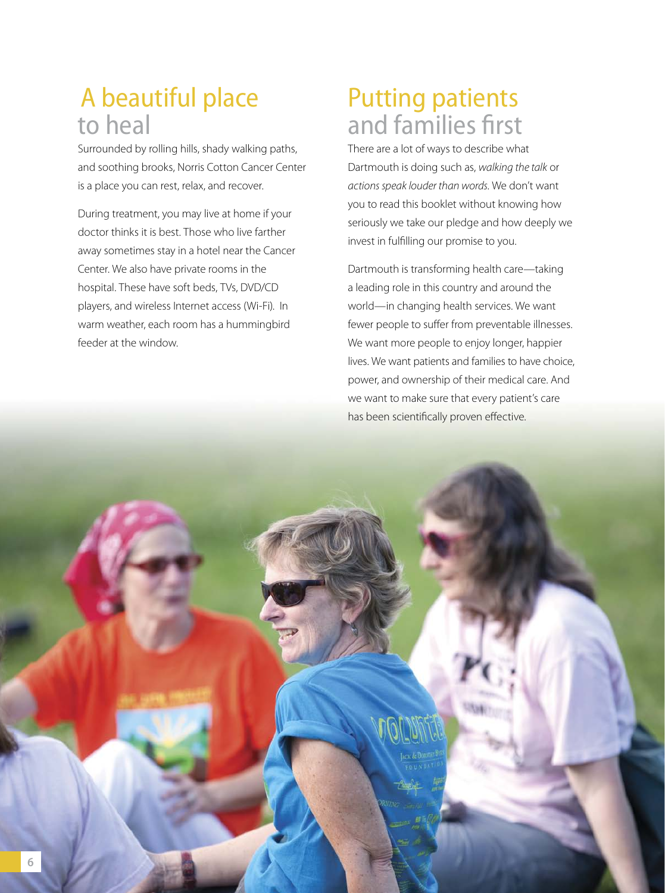## A beautiful place to heal

Surrounded by rolling hills, shady walking paths, and soothing brooks, Norris Cotton Cancer Center is a place you can rest, relax, and recover.

During treatment, you may live at home if your doctor thinks it is best. Those who live farther away sometimes stay in a hotel near the Cancer Center. We also have private rooms in the hospital. These have soft beds, TVs, DVD/CD players, and wireless Internet access (Wi-Fi). In warm weather, each room has a hummingbird feeder at the window.

## Putting patients and families first

There are a lot of ways to describe what Dartmouth is doing such as, *walking the talk* or *actions speak louder than words*. We don't want you to read this booklet without knowing how seriously we take our pledge and how deeply we invest in fulfilling our promise to you.

Dartmouth is transforming health care—taking a leading role in this country and around the world—in changing health services. We want fewer people to suffer from preventable illnesses. We want more people to enjoy longer, happier lives. We want patients and families to have choice, power, and ownership of their medical care. And we want to make sure that every patient's care has been scientifically proven effective.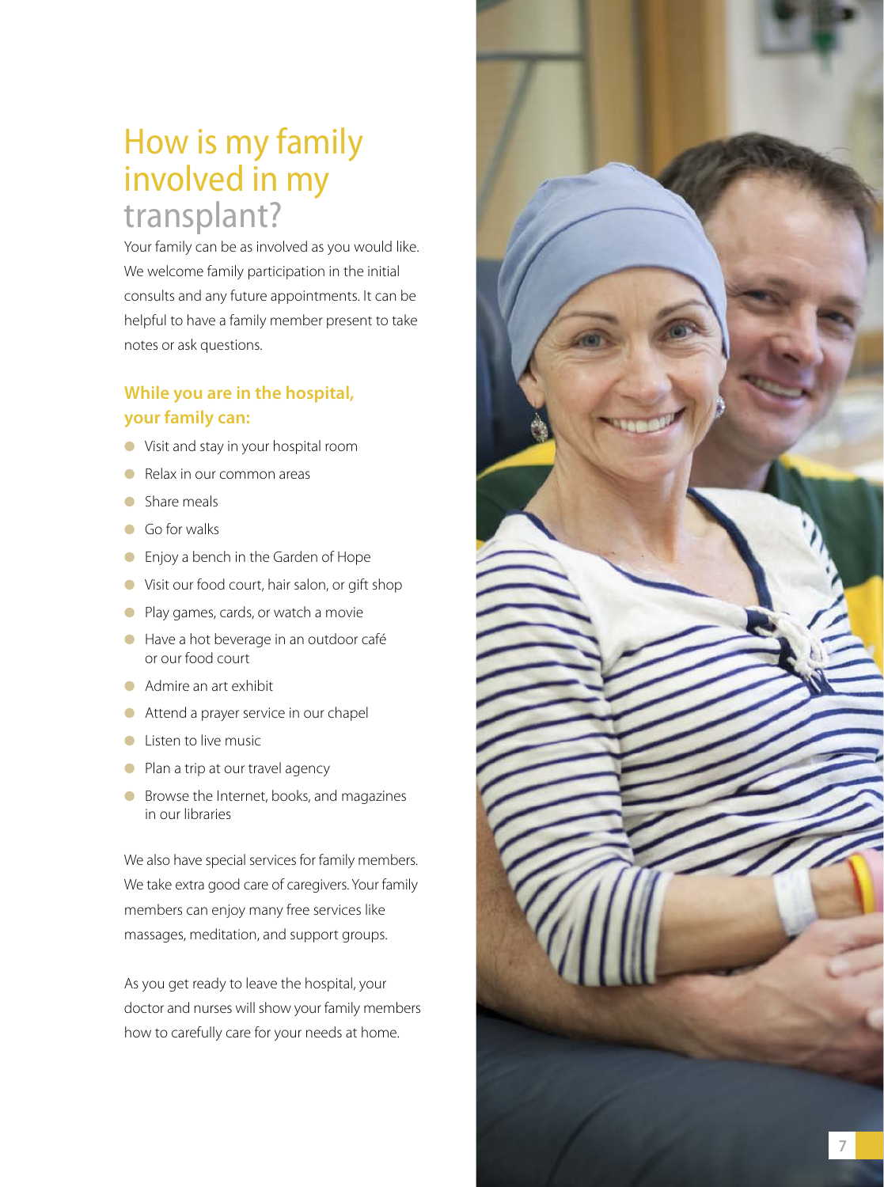# How is my family involved in my transplant?

Your family can be as involved as you would like. We welcome family participation in the initial consults and any future appointments. It can be helpful to have a family member present to take notes or ask questions.

## While you are in the hospital, your family can:

- Visit and stay in your hospital room
- Relax in our common areas
- Share meals
- Go for walks
- Enjoy a bench in the Garden of Hope
- Visit our food court, hair salon, or gift shop
- Play games, cards, or watch a movie
- Have a hot beverage in an outdoor café or our food court
- Admire an art exhibit
- Attend a prayer service in our chapel
- Listen to live music
- Plan a trip at our travel agency
- Browse the Internet, books, and magazines in our libraries

We also have special services for family members. We take extra good care of caregivers. Your family members can enjoy many free services like massages, meditation, and support groups.

As you get ready to leave the hospital, your doctor and nurses will show your family members how to carefully care for your needs at home.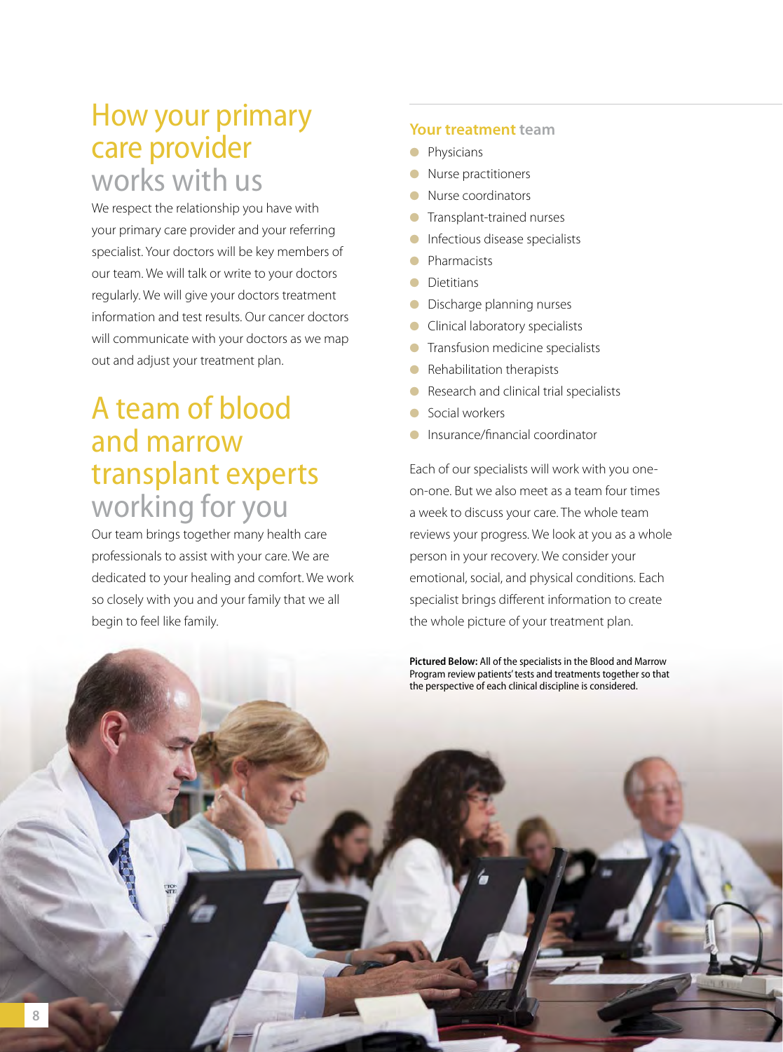# How your primary care provider works with us

We respect the relationship you have with your primary care provider and your referring specialist. Your doctors will be key members of our team. We will talk or write to your doctors regularly. We will give your doctors treatment information and test results. Our cancer doctors will communicate with your doctors as we map out and adjust your treatment plan.

# A team of blood and marrow transplant experts working for you

Our team brings together many health care professionals to assist with your care. We are dedicated to your healing and comfort. We work so closely with you and your family that we all begin to feel like family.

### Your treatment team

- Physicians
- Nurse practitioners
- Nurse coordinators
- Transplant-trained nurses
- Infectious disease specialists
- Pharmacists
- Dietitians
- Discharge planning nurses
- Clinical laboratory specialists
- Transfusion medicine specialists
- Rehabilitation therapists
- Research and clinical trial specialists
- Social workers
- Insurance/financial coordinator

Each of our specialists will work with you one-on-one. But we also meet as a team four times a week to discuss your care. The whole team reviews your progress. We look at you as a whole person in your recovery. We consider your emotional, social, and physical conditions. Each specialist brings different information to create the whole picture of your treatment plan.

**Pictured Below:** All of the specialists in the Blood and Marrow Program review patients' tests and treatments together so that the perspective of each clinical discipline is considered.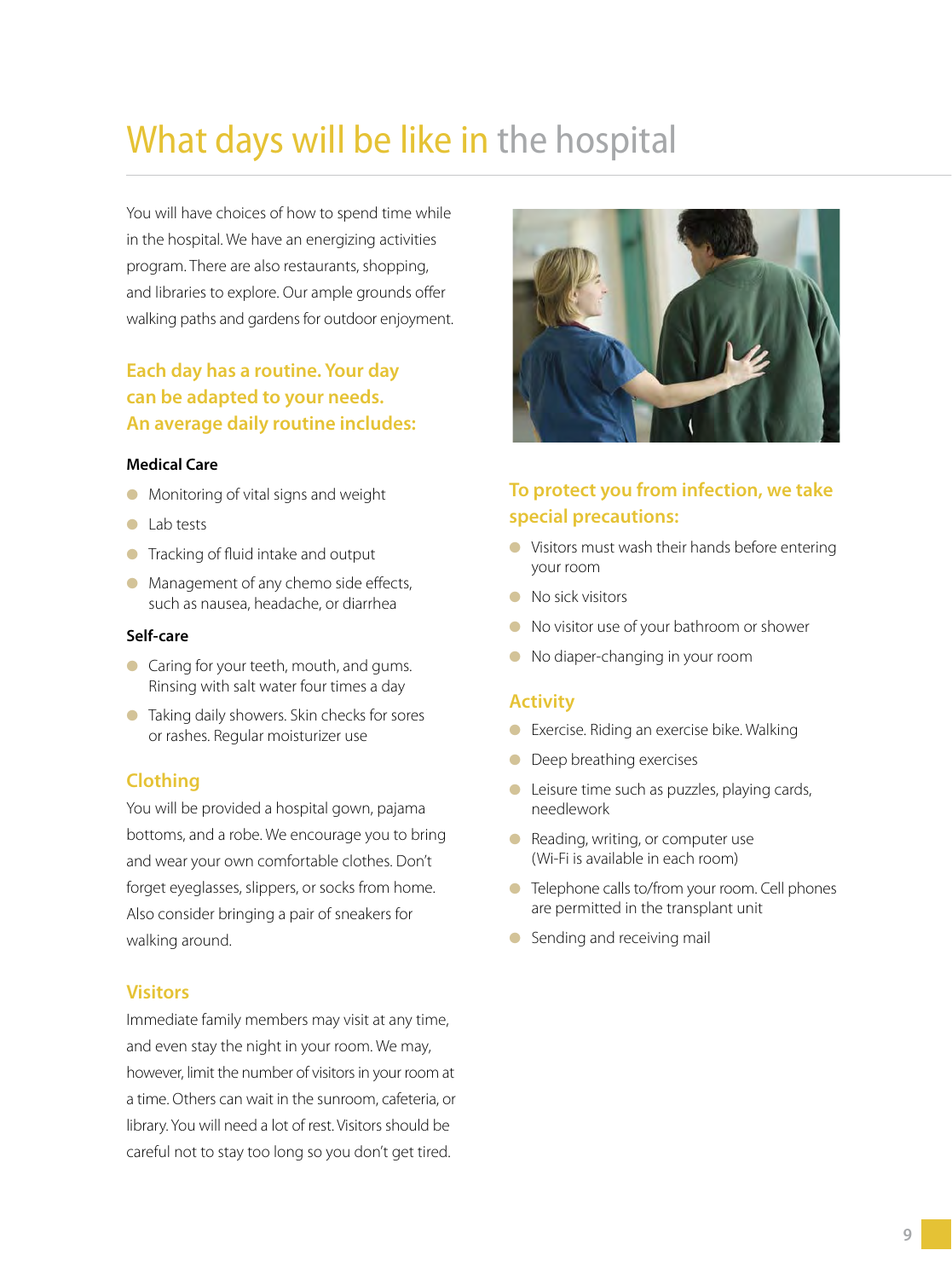# What days will be like in the hospital

You will have choices of how to spend time while in the hospital. We have an energizing activities program. There are also restaurants, shopping, and libraries to explore. Our ample grounds offer walking paths and gardens for outdoor enjoyment.

## Each day has a routine. Your day can be adapted to your needs. An average daily routine includes:

### Medical Care

- Monitoring of vital signs and weight
- Lab tests
- Tracking of fluid intake and output
- Management of any chemo side effects, such as nausea, headache, or diarrhea

### Self-care

- Caring for your teeth, mouth, and gums. Rinsing with salt water four times a day
- Taking daily showers. Skin checks for sores or rashes. Regular moisturizer use

## Clothing

You will be provided a hospital gown, pajama bottoms, and a robe. We encourage you to bring and wear your own comfortable clothes. Don't forget eyeglasses, slippers, or socks from home. Also consider bringing a pair of sneakers for walking around.

## Visitors

Immediate family members may visit at any time, and even stay the night in your room. We may, however, limit the number of visitors in your room at a time. Others can wait in the sunroom, cafeteria, or library. You will need a lot of rest. Visitors should be careful not to stay too long so you don't get tired.

## To protect you from infection, we take special precautions:

- Visitors must wash their hands before entering your room
- No sick visitors
- No visitor use of your bathroom or shower
- No diaper-changing in your room

## Activity

- Exercise. Riding an exercise bike. Walking
- Deep breathing exercises
- Leisure time such as puzzles, playing cards, needlework
- Reading, writing, or computer use (Wi-Fi is available in each room)
- Telephone calls to/from your room. Cell phones are permitted in the transplant unit
- Sending and receiving mail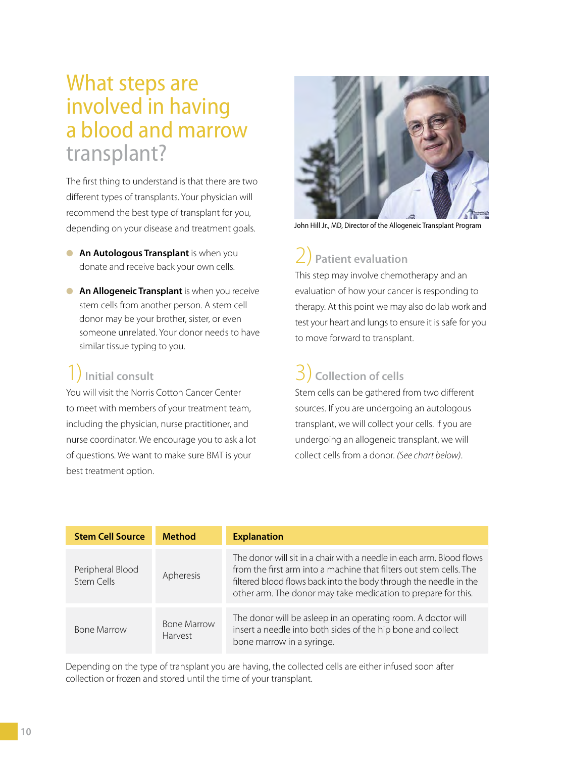# What steps are involved in having a blood and marrow transplant?

The first thing to understand is that there are two different types of transplants. Your physician will recommend the best type of transplant for you, depending on your disease and treatment goals.

- **An Autologous Transplant** is when you donate and receive back your own cells.
- **An Allogeneic Transplant** is when you receive stem cells from another person. A stem cell donor may be your brother, sister, or even someone unrelated. Your donor needs to have similar tissue typing to you.

## 1) Initial consult

You will visit the Norris Cotton Cancer Center to meet with members of your treatment team, including the physician, nurse practitioner, and nurse coordinator. We encourage you to ask a lot of questions. We want to make sure BMT is your best treatment option.

John Hill Jr., MD, Director of the Allogeneic Transplant Program

## 2) Patient evaluation

This step may involve chemotherapy and an evaluation of how your cancer is responding to therapy. At this point we may also do lab work and test your heart and lungs to ensure it is safe for you to move forward to transplant.

## 3) Collection of cells

Stem cells can be gathered from two different sources. If you are undergoing an autologous transplant, we will collect your cells. If you are undergoing an allogeneic transplant, we will collect cells from a donor. *(See chart below)*.

| Stem Cell Source | Method | Explanation |
|---|---|---|
| Peripheral Blood Stem Cells | Apheresis | The donor will sit in a chair with a needle in each arm. Blood flows from the first arm into a machine that filters out stem cells. The filtered blood flows back into the body through the needle in the other arm. The donor may take medication to prepare for this. |
| Bone Marrow | Bone Marrow Harvest | The donor will be asleep in an operating room. A doctor will insert a needle into both sides of the hip bone and collect bone marrow in a syringe. |

Depending on the type of transplant you are having, the collected cells are either infused soon after collection or frozen and stored until the time of your transplant.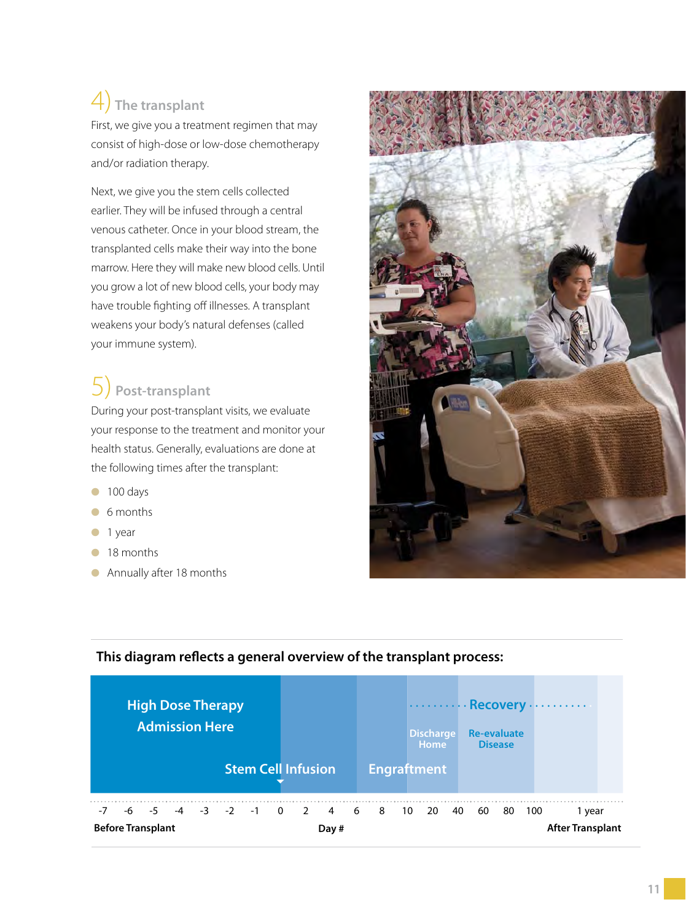## 4) The transplant

First, we give you a treatment regimen that may consist of high-dose or low-dose chemotherapy and/or radiation therapy.

Next, we give you the stem cells collected earlier. They will be infused through a central venous catheter. Once in your blood stream, the transplanted cells make their way into the bone marrow. Here they will make new blood cells. Until you grow a lot of new blood cells, your body may have trouble fighting off illnesses. A transplant weakens your body's natural defenses (called your immune system).

## 5) Post-transplant

During your post-transplant visits, we evaluate your response to the treatment and monitor your health status. Generally, evaluations are done at the following times after the transplant:

- 100 days
- 6 months
- 1 year
- 18 months
- Annually after 18 months

**This diagram reflects a general overview of the transplant process:**

High Dose Therapy
Admission Here

Stem Cell Infusion

Engraftment

Recovery

Discharge Home

Re-evaluate Disease

-7 -6 -5 -4 -3 -2 -1 0 2 4 6 8 10 20 40 60 80 100 1 year

**Before Transplant** **Day #** **After Transplant**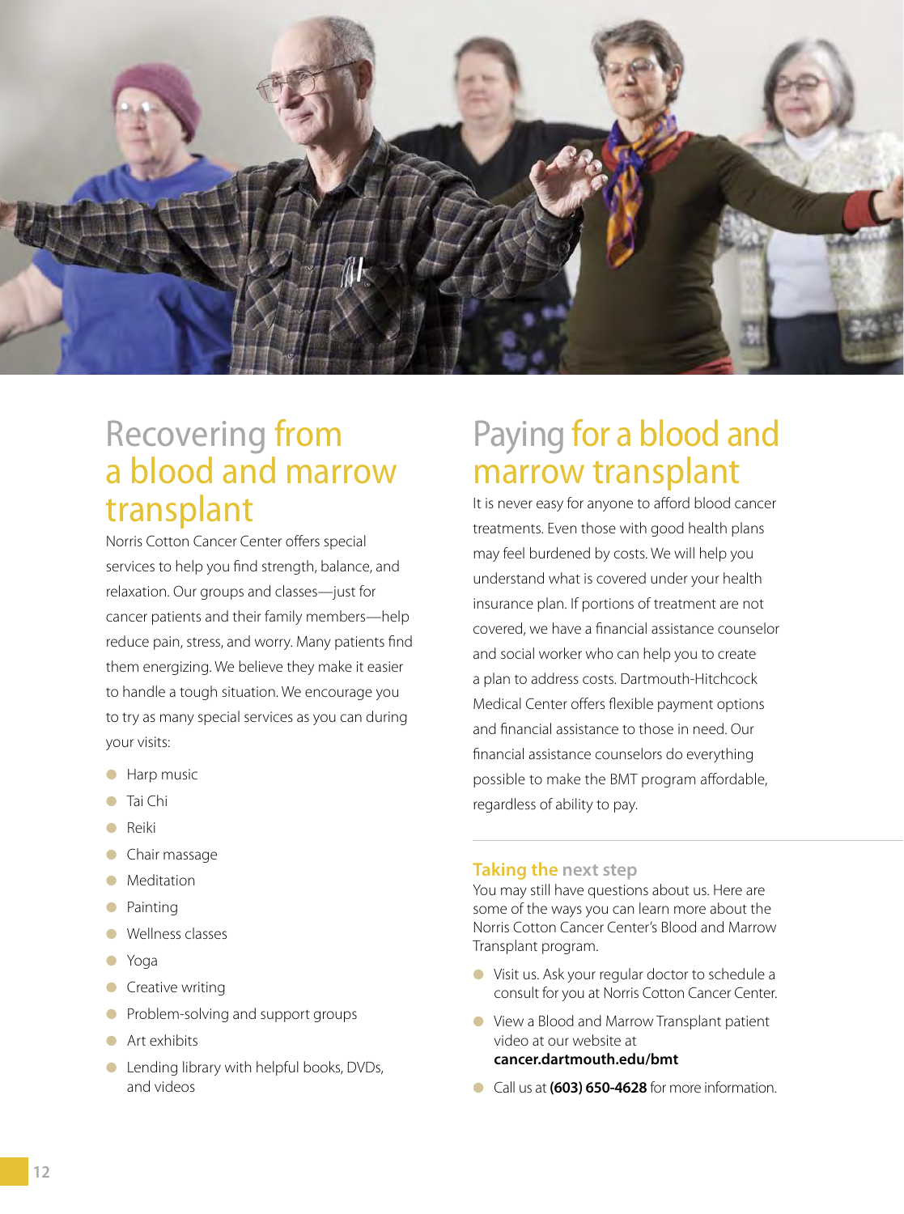## Recovering from a blood and marrow transplant

Norris Cotton Cancer Center offers special services to help you find strength, balance, and relaxation. Our groups and classes—just for cancer patients and their family members—help reduce pain, stress, and worry. Many patients find them energizing. We believe they make it easier to handle a tough situation. We encourage you to try as many special services as you can during your visits:

- Harp music
- Tai Chi
- Reiki
- Chair massage
- Meditation
- Painting
- Wellness classes
- Yoga
- Creative writing
- Problem-solving and support groups
- Art exhibits
- Lending library with helpful books, DVDs, and videos

## Paying for a blood and marrow transplant

It is never easy for anyone to afford blood cancer treatments. Even those with good health plans may feel burdened by costs. We will help you understand what is covered under your health insurance plan. If portions of treatment are not covered, we have a financial assistance counselor and social worker who can help you to create a plan to address costs. Dartmouth-Hitchcock Medical Center offers flexible payment options and financial assistance to those in need. Our financial assistance counselors do everything possible to make the BMT program affordable, regardless of ability to pay.

### Taking the next step

You may still have questions about us. Here are some of the ways you can learn more about the Norris Cotton Cancer Center's Blood and Marrow Transplant program.

- Visit us. Ask your regular doctor to schedule a consult for you at Norris Cotton Cancer Center.
- View a Blood and Marrow Transplant patient video at our website at **cancer.dartmouth.edu/bmt**
- Call us at **(603) 650-4628** for more information.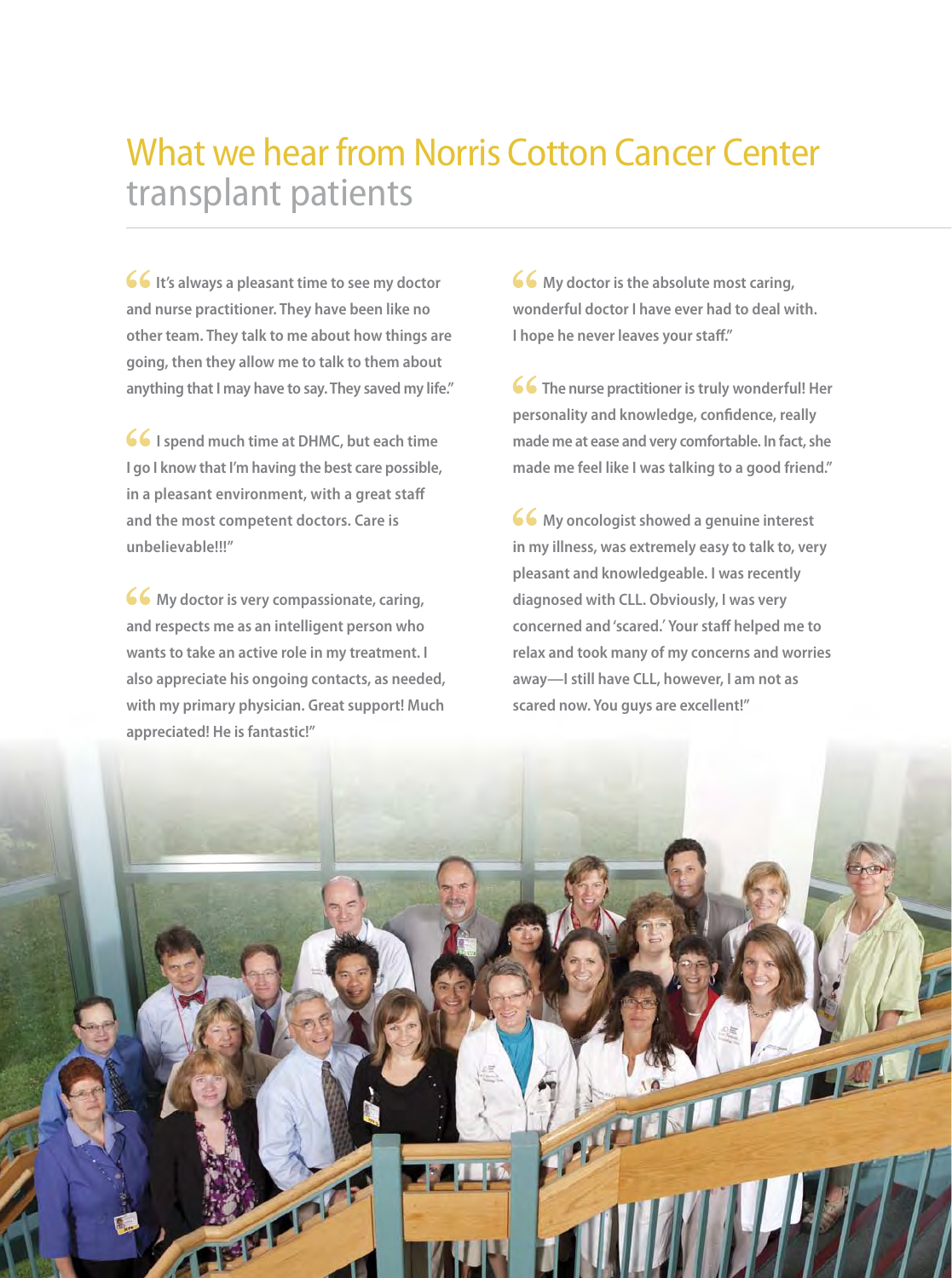# What we hear from Norris Cotton Cancer Center transplant patients

**“It’s always a pleasant time to see my doctor and nurse practitioner. They have been like no other team. They talk to me about how things are going, then they allow me to talk to them about anything that I may have to say. They saved my life.”**

**“I spend much time at DHMC, but each time I go I know that I’m having the best care possible, in a pleasant environment, with a great staff and the most competent doctors. Care is unbelievable!!!”**

**“My doctor is very compassionate, caring, and respects me as an intelligent person who wants to take an active role in my treatment. I also appreciate his ongoing contacts, as needed, with my primary physician. Great support! Much appreciated! He is fantastic!”**

**“My doctor is the absolute most caring, wonderful doctor I have ever had to deal with. I hope he never leaves your staff.”**

**“The nurse practitioner is truly wonderful! Her personality and knowledge, confidence, really made me at ease and very comfortable. In fact, she made me feel like I was talking to a good friend.”**

**“My oncologist showed a genuine interest in my illness, was extremely easy to talk to, very pleasant and knowledgeable. I was recently diagnosed with CLL. Obviously, I was very concerned and ‘scared.’ Your staff helped me to relax and took many of my concerns and worries away—I still have CLL, however, I am not as scared now. You guys are excellent!”**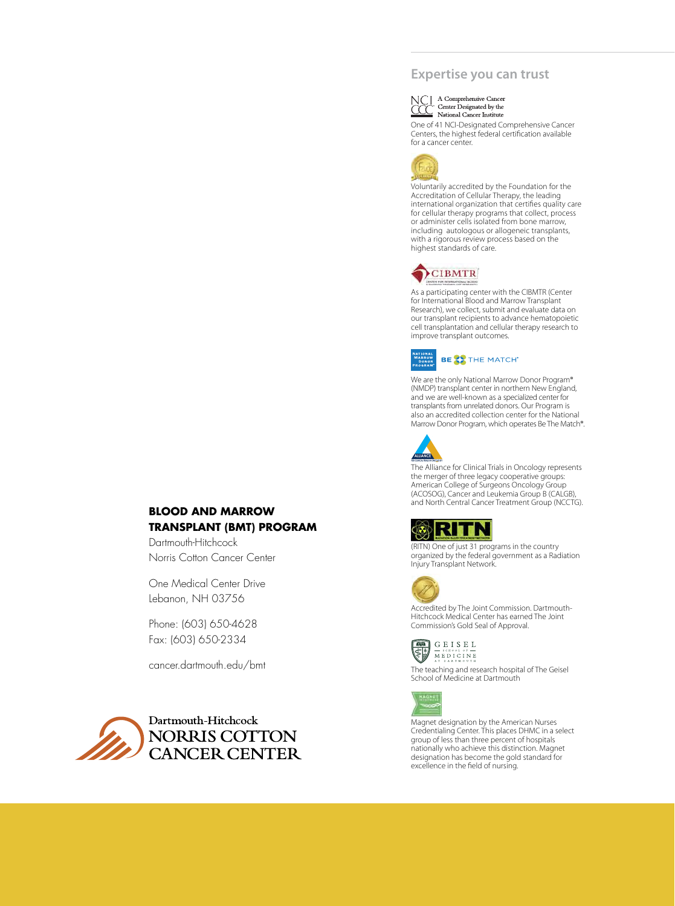## Expertise you can trust

NCI CCC A Comprehensive Cancer Center Designated by the National Cancer Institute

One of 41 NCI-Designated Comprehensive Cancer Centers, the highest federal certification available for a cancer center.

Voluntarily accredited by the Foundation for the Accreditation of Cellular Therapy, the leading international organization that certifies quality care for cellular therapy programs that collect, process or administer cells isolated from bone marrow, including autologous or allogeneic transplants, with a rigorous review process based on the highest standards of care.

As a participating center with the CIBMTR (Center for International Blood and Marrow Transplant Research), we collect, submit and evaluate data on our transplant recipients to advance hematopoietic cell transplantation and cellular therapy research to improve transplant outcomes.

We are the only National Marrow Donor Program® (NMDP) transplant center in northern New England, and we are well-known as a specialized center for transplants from unrelated donors. Our Program is also an accredited collection center for the National Marrow Donor Program, which operates Be The Match®.

The Alliance for Clinical Trials in Oncology represents the merger of three legacy cooperative groups: American College of Surgeons Oncology Group (ACOSOG), Cancer and Leukemia Group B (CALGB), and North Central Cancer Treatment Group (NCCTG).

(RITN) One of just 31 programs in the country organized by the federal government as a Radiation Injury Transplant Network.

Accredited by The Joint Commission. Dartmouth-Hitchcock Medical Center has earned The Joint Commission's Gold Seal of Approval.

The teaching and research hospital of The Geisel School of Medicine at Dartmouth

Magnet designation by the American Nurses Credentialing Center. This places DHMC in a select group of less than three percent of hospitals nationally who achieve this distinction. Magnet designation has become the gold standard for excellence in the field of nursing.

**BLOOD AND MARROW TRANSPLANT (BMT) PROGRAM**

Dartmouth-Hitchcock
Norris Cotton Cancer Center

One Medical Center Drive
Lebanon, NH 03756

Phone: (603) 650-4628
Fax: (603) 650-2334

cancer.dartmouth.edu/bmt

Dartmouth-Hitchcock
NORRIS COTTON CANCER CENTER